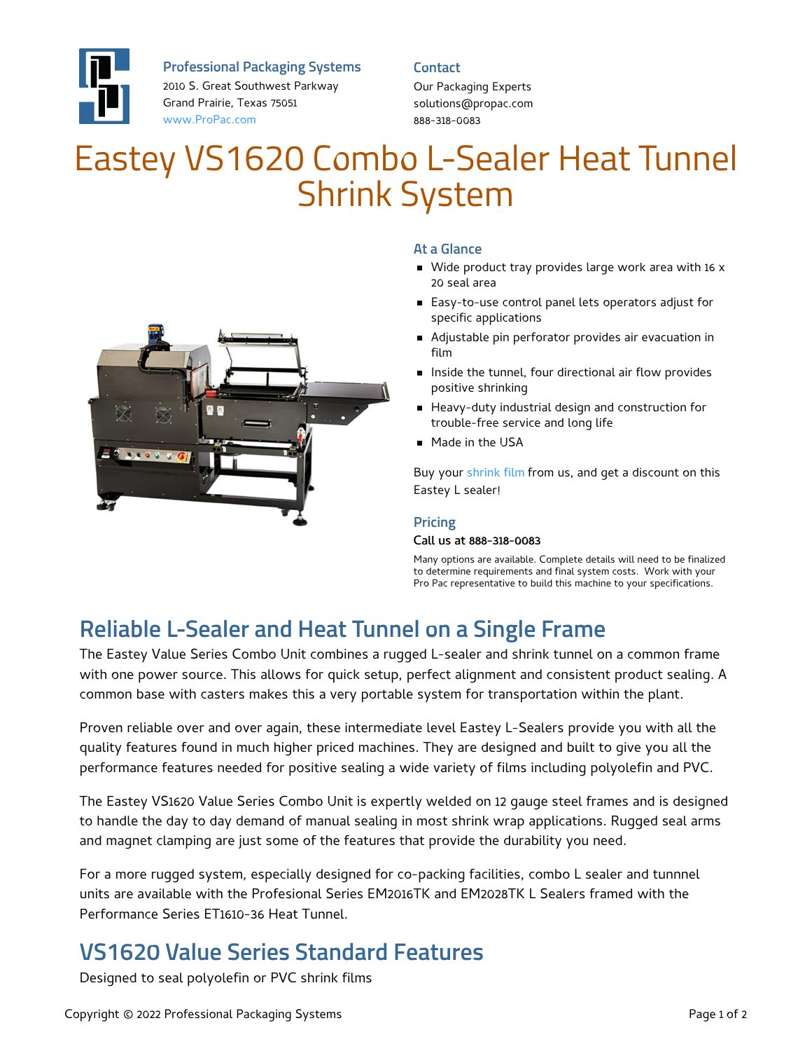Professional Packaging Systems
2010 S. Great Southwest Parkway
Grand Prairie, Texas 75051
www.ProPac.com

Contact
Our Packaging Experts
solutions@propac.com
888-318-0083

# Eastey VS1620 Combo L-Sealer Heat Tunnel Shrink System

### At a Glance

- Wide product tray provides large work area with 16 x 20 seal area
- Easy-to-use control panel lets operators adjust for specific applications
- Adjustable pin perforator provides air evacuation in film
- Inside the tunnel, four directional air flow provides positive shrinking
- Heavy-duty industrial design and construction for trouble-free service and long life
- Made in the USA

Buy your shrink film from us, and get a discount on this Eastey L sealer!

### Pricing

Call us at 888-318-0083

Many options are available. Complete details will need to be finalized to determine requirements and final system costs. Work with your Pro Pac representative to build this machine to your specifications.

## Reliable L-Sealer and Heat Tunnel on a Single Frame

The Eastey Value Series Combo Unit combines a rugged L-sealer and shrink tunnel on a common frame with one power source. This allows for quick setup, perfect alignment and consistent product sealing. A common base with casters makes this a very portable system for transportation within the plant.

Proven reliable over and over again, these intermediate level Eastey L-Sealers provide you with all the quality features found in much higher priced machines. They are designed and built to give you all the performance features needed for positive sealing a wide variety of films including polyolefin and PVC.

The Eastey VS1620 Value Series Combo Unit is expertly welded on 12 gauge steel frames and is designed to handle the day to day demand of manual sealing in most shrink wrap applications. Rugged seal arms and magnet clamping are just some of the features that provide the durability you need.

For a more rugged system, especially designed for co-packing facilities, combo L sealer and tunnnel units are available with the Profesional Series EM2016TK and EM2028TK L Sealers framed with the Performance Series ET1610-36 Heat Tunnel.

## VS1620 Value Series Standard Features

Designed to seal polyolefin or PVC shrink films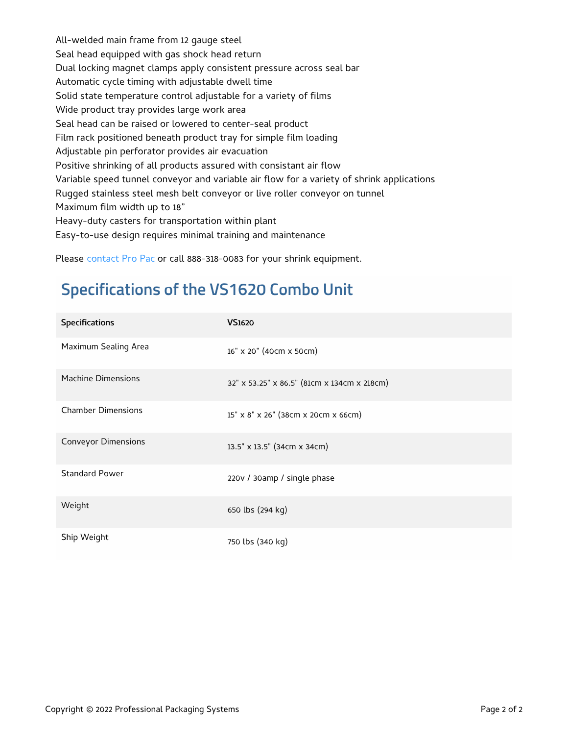- All-welded main frame from 12 gauge steel
- Seal head equipped with gas shock head return
- Dual locking magnet clamps apply consistent pressure across seal bar
- Automatic cycle timing with adjustable dwell time
- Solid state temperature control adjustable for a variety of films
- Wide product tray provides large work area
- Seal head can be raised or lowered to center-seal product
- Film rack positioned beneath product tray for simple film loading
- Adjustable pin perforator provides air evacuation
- Positive shrinking of all products assured with consistant air flow
- Variable speed tunnel conveyor and variable air flow for a variety of shrink applications
- Rugged stainless steel mesh belt conveyor or live roller conveyor on tunnel
- Maximum film width up to 18”
- Heavy-duty casters for transportation within plant
- Easy-to-use design requires minimal training and maintenance

Please contact Pro Pac or call 888-318-0083 for your shrink equipment.

## Specifications of the VS1620 Combo Unit

| Specifications | VS1620 |
| --- | --- |
| Maximum Sealing Area | 16" x 20" (40cm x 50cm) |
| Machine Dimensions | 32" x 53.25" x 86.5" (81cm x 134cm x 218cm) |
| Chamber Dimensions | 15" x 8" x 26" (38cm x 20cm x 66cm) |
| Conveyor Dimensions | 13.5" x 13.5" (34cm x 34cm) |
| Standard Power | 220v / 30amp / single phase |
| Weight | 650 lbs (294 kg) |
| Ship Weight | 750 lbs (340 kg) |

Copyright © 2022 Professional Packaging Systems